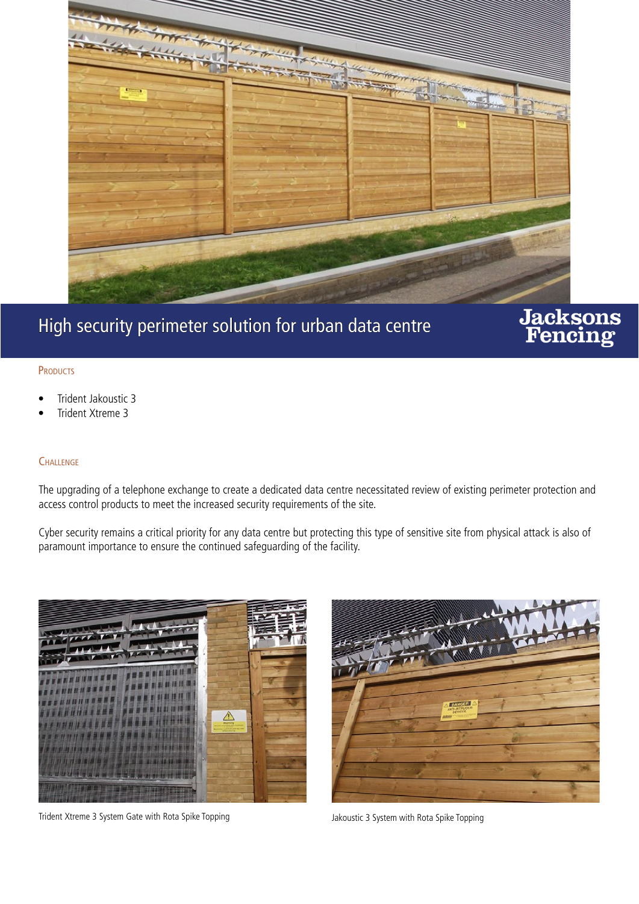# High security perimeter solution for urban data centre

Jacksons Fencing

## Products

- Trident Jakoustic 3
- Trident Xtreme 3

## Challenge

The upgrading of a telephone exchange to create a dedicated data centre necessitated review of existing perimeter protection and access control products to meet the increased security requirements of the site.

Cyber security remains a critical priority for any data centre but protecting this type of sensitive site from physical attack is also of paramount importance to ensure the continued safeguarding of the facility.

Trident Xtreme 3 System Gate with Rota Spike Topping

Jakoustic 3 System with Rota Spike Topping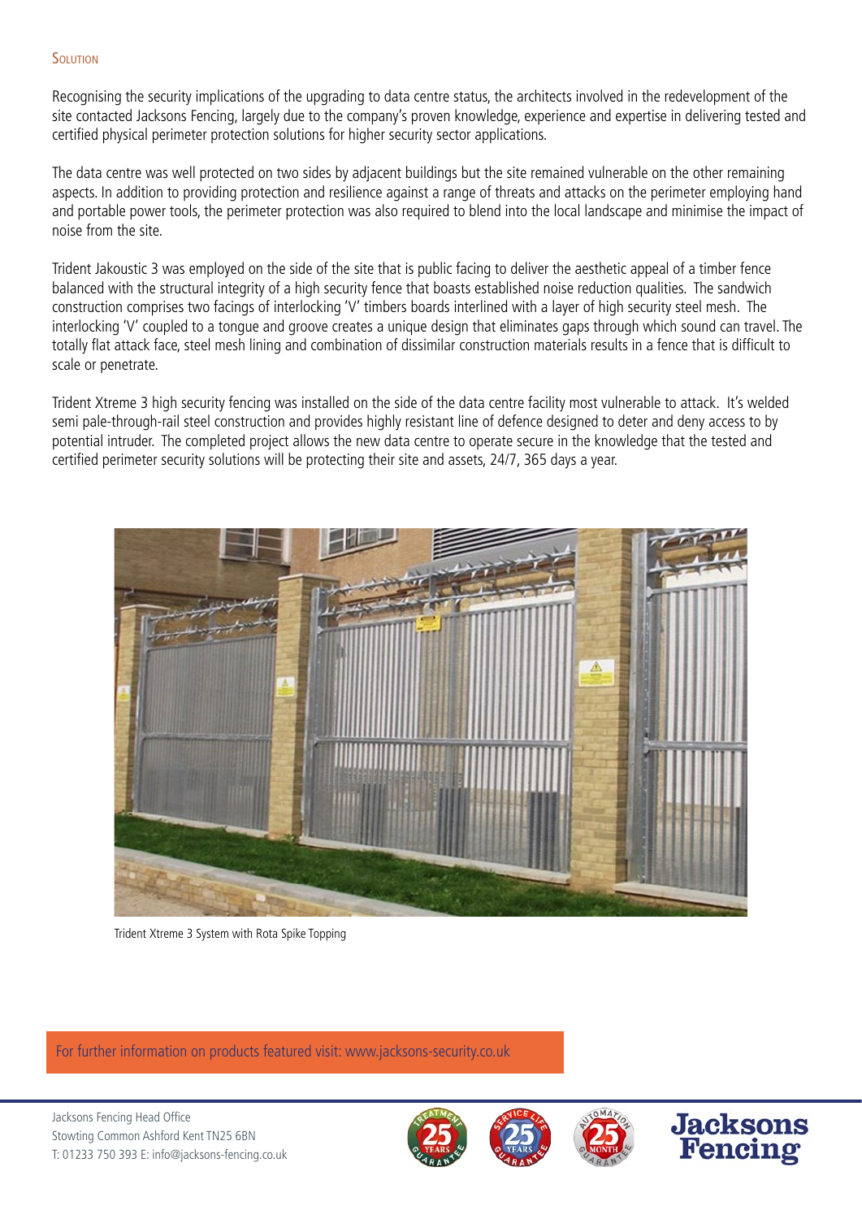## Solution

Recognising the security implications of the upgrading to data centre status, the architects involved in the redevelopment of the site contacted Jacksons Fencing, largely due to the company's proven knowledge, experience and expertise in delivering tested and certified physical perimeter protection solutions for higher security sector applications.

The data centre was well protected on two sides by adjacent buildings but the site remained vulnerable on the other remaining aspects. In addition to providing protection and resilience against a range of threats and attacks on the perimeter employing hand and portable power tools, the perimeter protection was also required to blend into the local landscape and minimise the impact of noise from the site.

Trident Jakoustic 3 was employed on the side of the site that is public facing to deliver the aesthetic appeal of a timber fence balanced with the structural integrity of a high security fence that boasts established noise reduction qualities. The sandwich construction comprises two facings of interlocking 'V' timbers boards interlined with a layer of high security steel mesh. The interlocking 'V' coupled to a tongue and groove creates a unique design that eliminates gaps through which sound can travel. The totally flat attack face, steel mesh lining and combination of dissimilar construction materials results in a fence that is difficult to scale or penetrate.

Trident Xtreme 3 high security fencing was installed on the side of the data centre facility most vulnerable to attack. It's welded semi pale-through-rail steel construction and provides highly resistant line of defence designed to deter and deny access to by potential intruder. The completed project allows the new data centre to operate secure in the knowledge that the tested and certified perimeter security solutions will be protecting their site and assets, 24/7, 365 days a year.

Trident Xtreme 3 System with Rota Spike Topping

For further information on products featured visit: www.jacksons-security.co.uk

Jacksons Fencing Head Office
Stowting Common Ashford Kent TN25 6BN
T: 01233 750 393 E: info@jacksons-fencing.co.uk